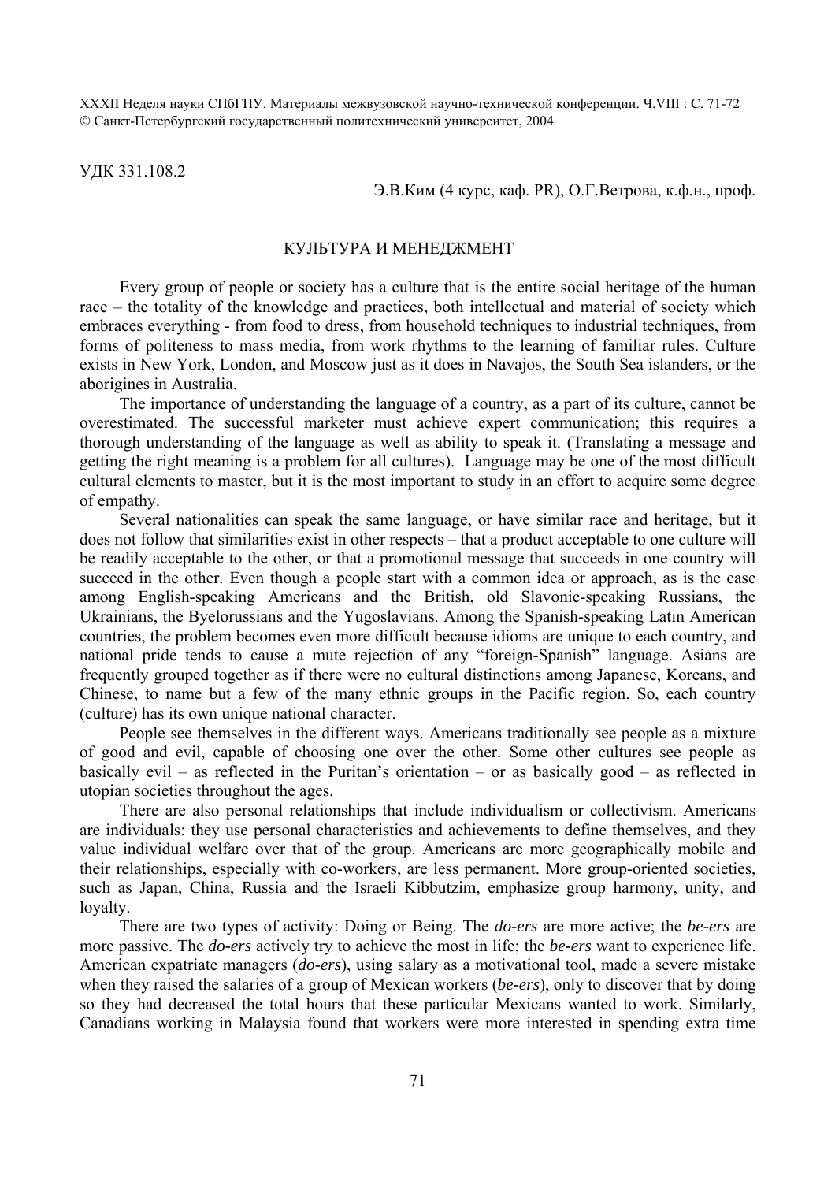УДК 331.108.2

Э.В.Ким (4 курс, каф. PR), О.Г.Ветрова, к.ф.н., проф.

# КУЛЬТУРА И МЕНЕДЖМЕНТ

Every group of people or society has a culture that is the entire social heritage of the human race – the totality of the knowledge and practices, both intellectual and material of society which embraces everything - from food to dress, from household techniques to industrial techniques, from forms of politeness to mass media, from work rhythms to the learning of familiar rules. Culture exists in New York, London, and Moscow just as it does in Navajos, the South Sea islanders, or the aborigines in Australia.

The importance of understanding the language of a country, as a part of its culture, cannot be overestimated. The successful marketer must achieve expert communication; this requires a thorough understanding of the language as well as ability to speak it. (Translating a message and getting the right meaning is a problem for all cultures). Language may be one of the most difficult cultural elements to master, but it is the most important to study in an effort to acquire some degree of empathy.

Several nationalities can speak the same language, or have similar race and heritage, but it does not follow that similarities exist in other respects – that a product acceptable to one culture will be readily acceptable to the other, or that a promotional message that succeeds in one country will succeed in the other. Even though a people start with a common idea or approach, as is the case among English-speaking Americans and the British, old Slavonic-speaking Russians, the Ukrainians, the Byelorussians and the Yugoslavians. Among the Spanish-speaking Latin American countries, the problem becomes even more difficult because idioms are unique to each country, and national pride tends to cause a mute rejection of any "foreign-Spanish" language. Asians are frequently grouped together as if there were no cultural distinctions among Japanese, Koreans, and Chinese, to name but a few of the many ethnic groups in the Pacific region. So, each country (culture) has its own unique national character.

People see themselves in the different ways. Americans traditionally see people as a mixture of good and evil, capable of choosing one over the other. Some other cultures see people as basically evil – as reflected in the Puritan's orientation – or as basically good – as reflected in utopian societies throughout the ages.

There are also personal relationships that include individualism or collectivism. Americans are individuals: they use personal characteristics and achievements to define themselves, and they value individual welfare over that of the group. Americans are more geographically mobile and their relationships, especially with co-workers, are less permanent. More group-oriented societies, such as Japan, China, Russia and the Israeli Kibbutzim, emphasize group harmony, unity, and loyalty.

There are two types of activity: Doing or Being. The *do-ers* are more active; the *be-ers* are more passive. The *do-ers* actively try to achieve the most in life; the *be-ers* want to experience life. American expatriate managers (*do-ers*), using salary as a motivational tool, made a severe mistake when they raised the salaries of a group of Mexican workers (*be-ers*), only to discover that by doing so they had decreased the total hours that these particular Mexicans wanted to work. Similarly, Canadians working in Malaysia found that workers were more interested in spending extra time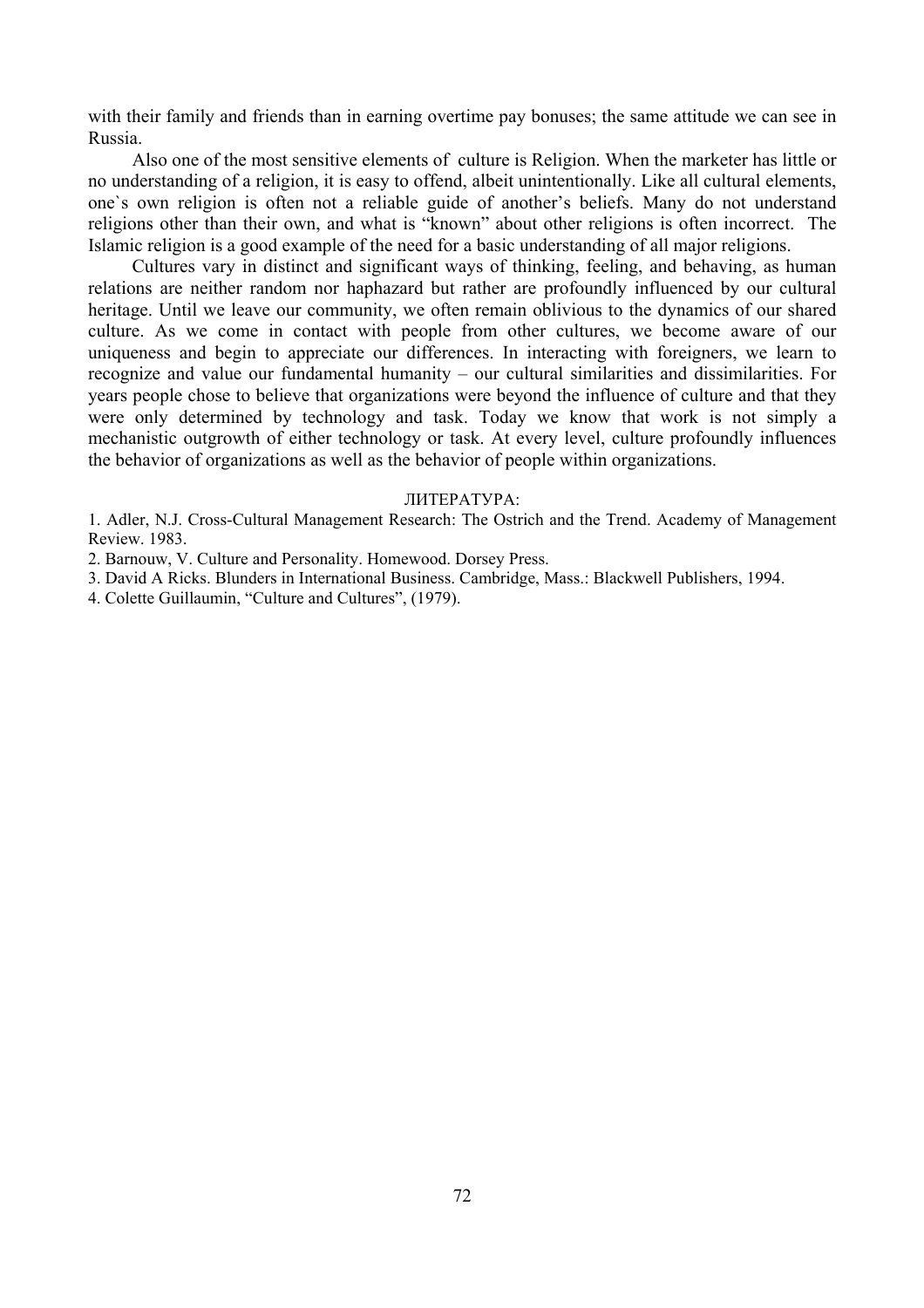with their family and friends than in earning overtime pay bonuses; the same attitude we can see in Russia.

Also one of the most sensitive elements of culture is Religion. When the marketer has little or no understanding of a religion, it is easy to offend, albeit unintentionally. Like all cultural elements, one`s own religion is often not a reliable guide of another's beliefs. Many do not understand religions other than their own, and what is "known" about other religions is often incorrect. The Islamic religion is a good example of the need for a basic understanding of all major religions.

Cultures vary in distinct and significant ways of thinking, feeling, and behaving, as human relations are neither random nor haphazard but rather are profoundly influenced by our cultural heritage. Until we leave our community, we often remain oblivious to the dynamics of our shared culture. As we come in contact with people from other cultures, we become aware of our uniqueness and begin to appreciate our differences. In interacting with foreigners, we learn to recognize and value our fundamental humanity – our cultural similarities and dissimilarities. For years people chose to believe that organizations were beyond the influence of culture and that they were only determined by technology and task. Today we know that work is not simply a mechanistic outgrowth of either technology or task. At every level, culture profoundly influences the behavior of organizations as well as the behavior of people within organizations.

ЛИТЕРАТУРА:

1. Adler, N.J. Cross-Cultural Management Research: The Ostrich and the Trend. Academy of Management Review. 1983.
2. Barnouw, V. Culture and Personality. Homewood. Dorsey Press.
3. David A Ricks. Blunders in International Business. Cambridge, Mass.: Blackwell Publishers, 1994.
4. Colette Guillaumin, "Culture and Cultures", (1979).